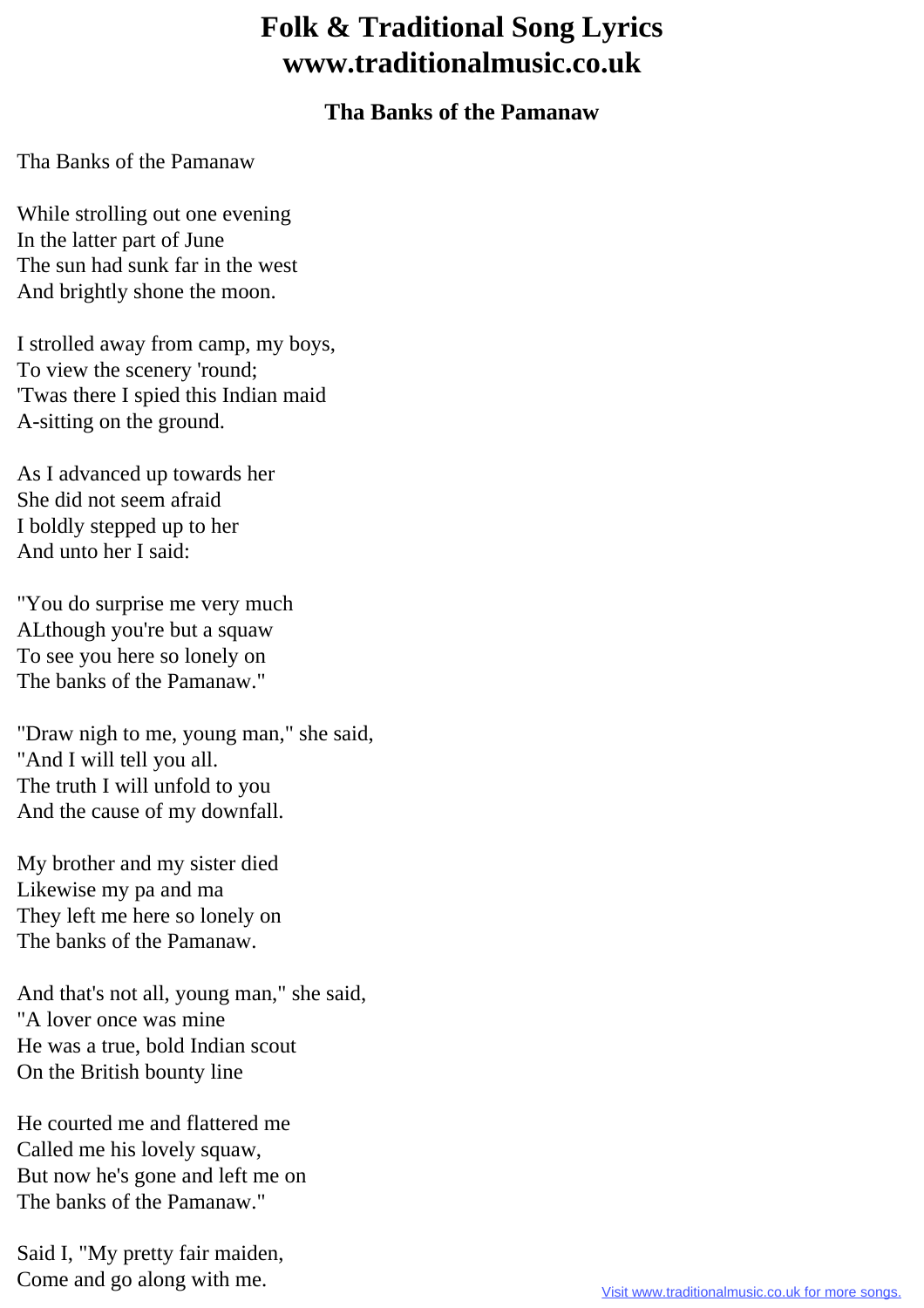# Folk & Traditional Song Lyrics
# www.traditionalmusic.co.uk

### Tha Banks of the Pamanaw

Tha Banks of the Pamanaw

While strolling out one evening
In the latter part of June
The sun had sunk far in the west
And brightly shone the moon.

I strolled away from camp, my boys,
To view the scenery 'round;
'Twas there I spied this Indian maid
A-sitting on the ground.

As I advanced up towards her
She did not seem afraid
I boldly stepped up to her
And unto her I said:

"You do surprise me very much
ALthough you're but a squaw
To see you here so lonely on
The banks of the Pamanaw."

"Draw nigh to me, young man," she said,
"And I will tell you all.
The truth I will unfold to you
And the cause of my downfall.

My brother and my sister died
Likewise my pa and ma
They left me here so lonely on
The banks of the Pamanaw.

And that's not all, young man," she said,
"A lover once was mine
He was a true, bold Indian scout
On the British bounty line

He courted me and flattered me
Called me his lovely squaw,
But now he's gone and left me on
The banks of the Pamanaw."

Said I, "My pretty fair maiden,
Come and go along with me.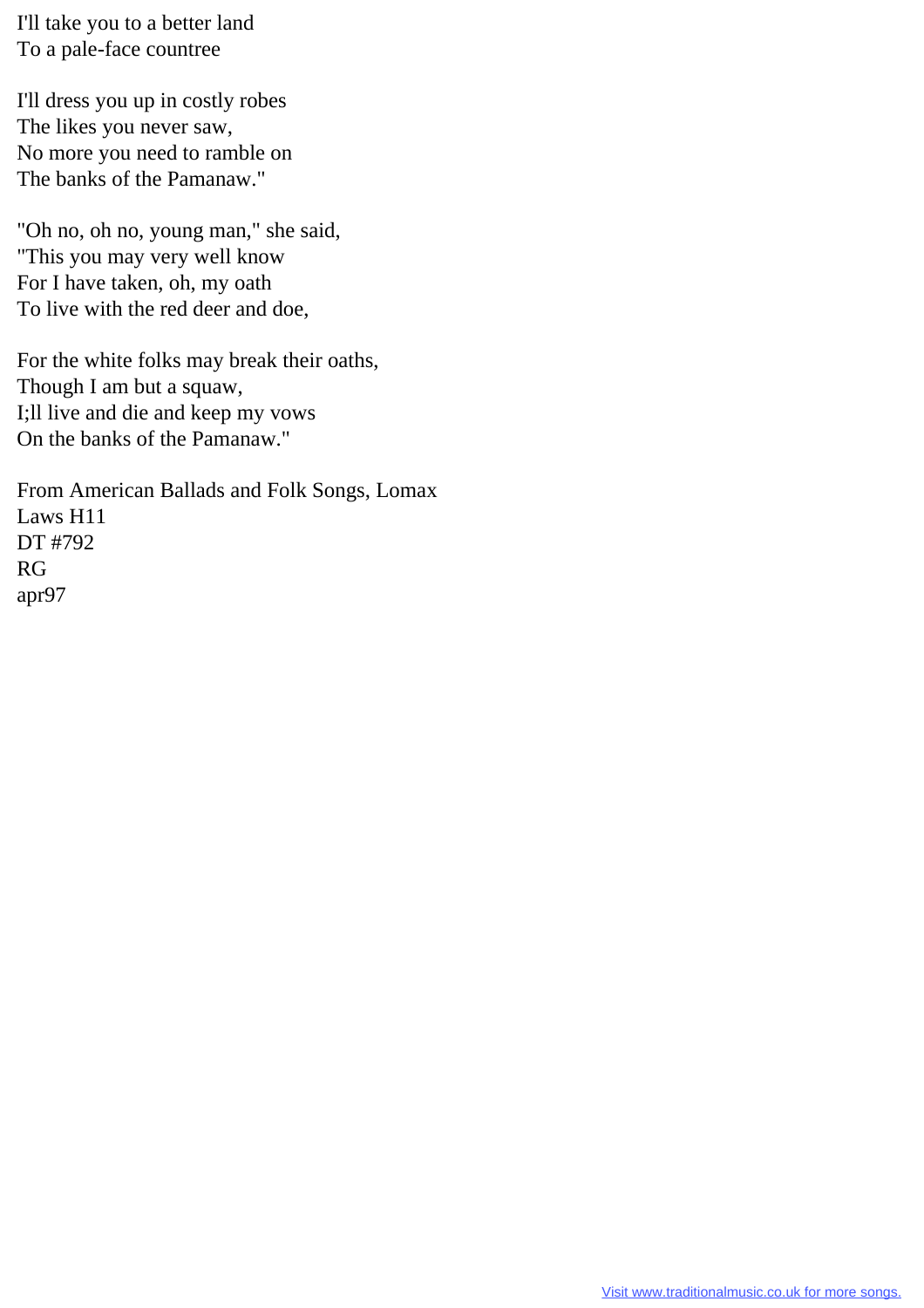I'll take you to a better land
To a pale-face countree

I'll dress you up in costly robes
The likes you never saw,
No more you need to ramble on
The banks of the Pamanaw."

"Oh no, oh no, young man," she said,
"This you may very well know
For I have taken, oh, my oath
To live with the red deer and doe,

For the white folks may break their oaths,
Though I am but a squaw,
I;ll live and die and keep my vows
On the banks of the Pamanaw."

From American Ballads and Folk Songs, Lomax
Laws H11
DT #792
RG
apr97